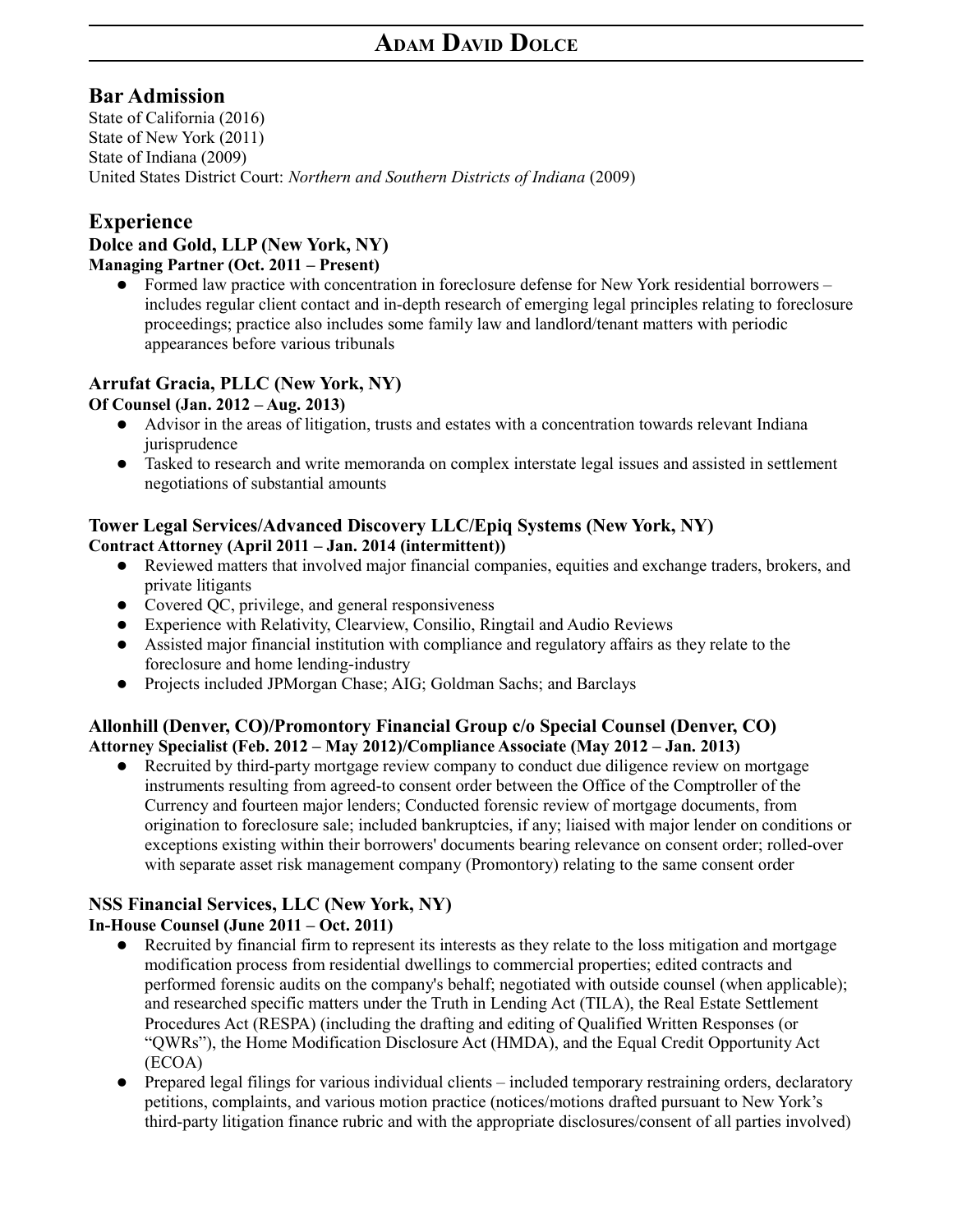# Adam David Dolce

## Bar Admission

State of California (2016)
State of New York (2011)
State of Indiana (2009)
United States District Court: *Northern and Southern Districts of Indiana* (2009)

## Experience

### Dolce and Gold, LLP (New York, NY)

**Managing Partner (Oct. 2011 – Present)**

- Formed law practice with concentration in foreclosure defense for New York residential borrowers – includes regular client contact and in-depth research of emerging legal principles relating to foreclosure proceedings; practice also includes some family law and landlord/tenant matters with periodic appearances before various tribunals

### Arrufat Gracia, PLLC (New York, NY)

**Of Counsel (Jan. 2012 – Aug. 2013)**

- Advisor in the areas of litigation, trusts and estates with a concentration towards relevant Indiana jurisprudence
- Tasked to research and write memoranda on complex interstate legal issues and assisted in settlement negotiations of substantial amounts

### Tower Legal Services/Advanced Discovery LLC/Epiq Systems (New York, NY)

**Contract Attorney (April 2011 – Jan. 2014 (intermittent))**

- Reviewed matters that involved major financial companies, equities and exchange traders, brokers, and private litigants
- Covered QC, privilege, and general responsiveness
- Experience with Relativity, Clearview, Consilio, Ringtail and Audio Reviews
- Assisted major financial institution with compliance and regulatory affairs as they relate to the foreclosure and home lending-industry
- Projects included JPMorgan Chase; AIG; Goldman Sachs; and Barclays

### Allonhill (Denver, CO)/Promontory Financial Group c/o Special Counsel (Denver, CO)

**Attorney Specialist (Feb. 2012 – May 2012)/Compliance Associate (May 2012 – Jan. 2013)**

- Recruited by third-party mortgage review company to conduct due diligence review on mortgage instruments resulting from agreed-to consent order between the Office of the Comptroller of the Currency and fourteen major lenders; Conducted forensic review of mortgage documents, from origination to foreclosure sale; included bankruptcies, if any; liaised with major lender on conditions or exceptions existing within their borrowers' documents bearing relevance on consent order; rolled-over with separate asset risk management company (Promontory) relating to the same consent order

### NSS Financial Services, LLC (New York, NY)

**In-House Counsel (June 2011 – Oct. 2011)**

- Recruited by financial firm to represent its interests as they relate to the loss mitigation and mortgage modification process from residential dwellings to commercial properties; edited contracts and performed forensic audits on the company's behalf; negotiated with outside counsel (when applicable); and researched specific matters under the Truth in Lending Act (TILA), the Real Estate Settlement Procedures Act (RESPA) (including the drafting and editing of Qualified Written Responses (or "QWRs"), the Home Modification Disclosure Act (HMDA), and the Equal Credit Opportunity Act (ECOA)
- Prepared legal filings for various individual clients – included temporary restraining orders, declaratory petitions, complaints, and various motion practice (notices/motions drafted pursuant to New York's third-party litigation finance rubric and with the appropriate disclosures/consent of all parties involved)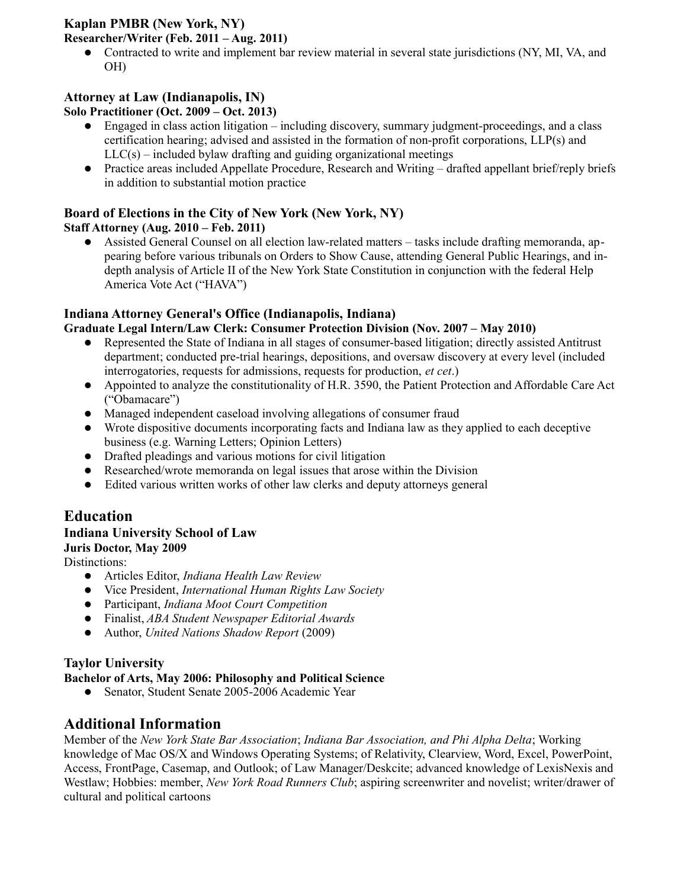**Kaplan PMBR (New York, NY)**
**Researcher/Writer (Feb. 2011 – Aug. 2011)**

- Contracted to write and implement bar review material in several state jurisdictions (NY, MI, VA, and OH)

**Attorney at Law (Indianapolis, IN)**
**Solo Practitioner (Oct. 2009 – Oct. 2013)**

- Engaged in class action litigation – including discovery, summary judgment-proceedings, and a class certification hearing; advised and assisted in the formation of non-profit corporations, LLP(s) and LLC(s) – included bylaw drafting and guiding organizational meetings
- Practice areas included Appellate Procedure, Research and Writing – drafted appellant brief/reply briefs in addition to substantial motion practice

**Board of Elections in the City of New York (New York, NY)**
**Staff Attorney (Aug. 2010 – Feb. 2011)**

- Assisted General Counsel on all election law-related matters – tasks include drafting memoranda, appearing before various tribunals on Orders to Show Cause, attending General Public Hearings, and in-depth analysis of Article II of the New York State Constitution in conjunction with the federal Help America Vote Act ("HAVA")

**Indiana Attorney General's Office (Indianapolis, Indiana)**
**Graduate Legal Intern/Law Clerk: Consumer Protection Division (Nov. 2007 – May 2010)**

- Represented the State of Indiana in all stages of consumer-based litigation; directly assisted Antitrust department; conducted pre-trial hearings, depositions, and oversaw discovery at every level (included interrogatories, requests for admissions, requests for production, *et cet*.)
- Appointed to analyze the constitutionality of H.R. 3590, the Patient Protection and Affordable Care Act ("Obamacare")
- Managed independent caseload involving allegations of consumer fraud
- Wrote dispositive documents incorporating facts and Indiana law as they applied to each deceptive business (e.g. Warning Letters; Opinion Letters)
- Drafted pleadings and various motions for civil litigation
- Researched/wrote memoranda on legal issues that arose within the Division
- Edited various written works of other law clerks and deputy attorneys general

## Education

**Indiana University School of Law**
**Juris Doctor, May 2009**

Distinctions:

- Articles Editor, *Indiana Health Law Review*
- Vice President, *International Human Rights Law Society*
- Participant, *Indiana Moot Court Competition*
- Finalist, *ABA Student Newspaper Editorial Awards*
- Author, *United Nations Shadow Report* (2009)

**Taylor University**
**Bachelor of Arts, May 2006: Philosophy and Political Science**

- Senator, Student Senate 2005-2006 Academic Year

## Additional Information

Member of the *New York State Bar Association*; *Indiana Bar Association, and Phi Alpha Delta*; Working knowledge of Mac OS/X and Windows Operating Systems; of Relativity, Clearview, Word, Excel, PowerPoint, Access, FrontPage, Casemap, and Outlook; of Law Manager/Deskcite; advanced knowledge of LexisNexis and Westlaw; Hobbies: member, *New York Road Runners Club*; aspiring screenwriter and novelist; writer/drawer of cultural and political cartoons